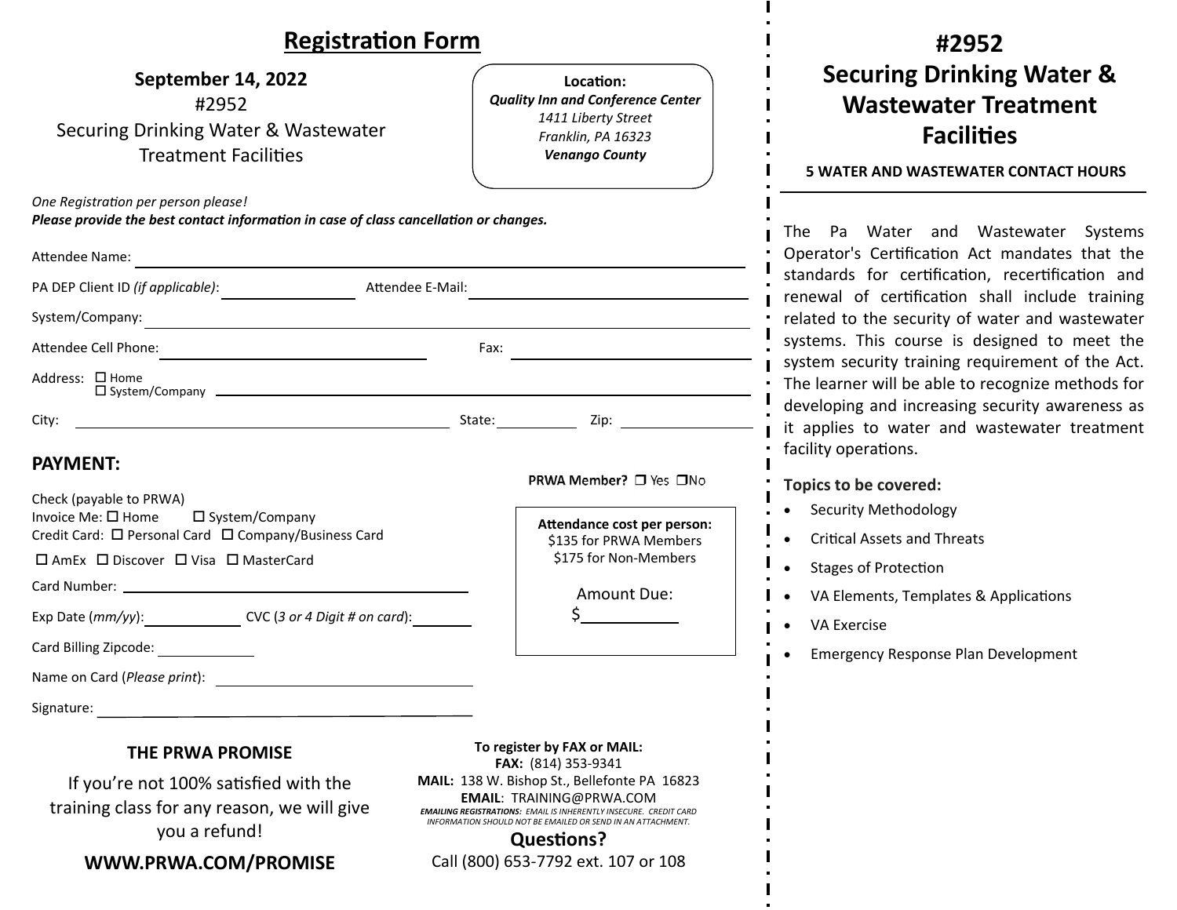# Registration Form

**September 14, 2022**

#2952

Securing Drinking Water & Wastewater Treatment Facilities

**Location:**
***Quality Inn and Conference Center***
*1411 Liberty Street*
*Franklin, PA 16323*
***Venango County***

*One Registration per person please!*
***Please provide the best contact information in case of class cancellation or changes.***

Attendee Name: ______________________________

PA DEP Client ID *(if applicable)*: ______________ Attendee E-Mail: ______________________

System/Company: ______________________________

Attendee Cell Phone: ______________________ Fax: ______________________

Address: ☐ Home ☐ System/Company ______________________________

City: ______________________ State: __________ Zip: __________

## PAYMENT:

**PRWA Member?** ☐ Yes ☐No

Check (payable to PRWA)
Invoice Me: ☐ Home ☐ System/Company
Credit Card: ☐ Personal Card ☐ Company/Business Card

☐ AmEx ☐ Discover ☐ Visa ☐ MasterCard

Card Number: ______________________________

Exp Date (*mm/yy*): ____________ CVC (*3 or 4 Digit # on card*): ________

Card Billing Zipcode: ____________

Name on Card (*Please print*): ______________________

Signature: ______________________________

**Attendance cost per person:**
$135 for PRWA Members
$175 for Non-Members

Amount Due:
$__________

### THE PRWA PROMISE

If you're not 100% satisfied with the training class for any reason, we will give you a refund!

**WWW.PRWA.COM/PROMISE**

**To register by FAX or MAIL:**
**FAX:** (814) 353-9341
**MAIL:** 138 W. Bishop St., Bellefonte PA 16823
**EMAIL**: TRAINING@PRWA.COM
***EMAILING REGISTRATIONS:** EMAIL IS INHERENTLY INSECURE. CREDIT CARD INFORMATION SHOULD NOT BE EMAILED OR SEND IN AN ATTACHMENT.*

**Questions?**
Call (800) 653-7792 ext. 107 or 108

# #2952 Securing Drinking Water & Wastewater Treatment Facilities

**5 WATER AND WASTEWATER CONTACT HOURS**

The Pa Water and Wastewater Systems Operator's Certification Act mandates that the standards for certification, recertification and renewal of certification shall include training related to the security of water and wastewater systems. This course is designed to meet the system security training requirement of the Act. The learner will be able to recognize methods for developing and increasing security awareness as it applies to water and wastewater treatment facility operations.

**Topics to be covered:**

- Security Methodology
- Critical Assets and Threats
- Stages of Protection
- VA Elements, Templates & Applications
- VA Exercise
- Emergency Response Plan Development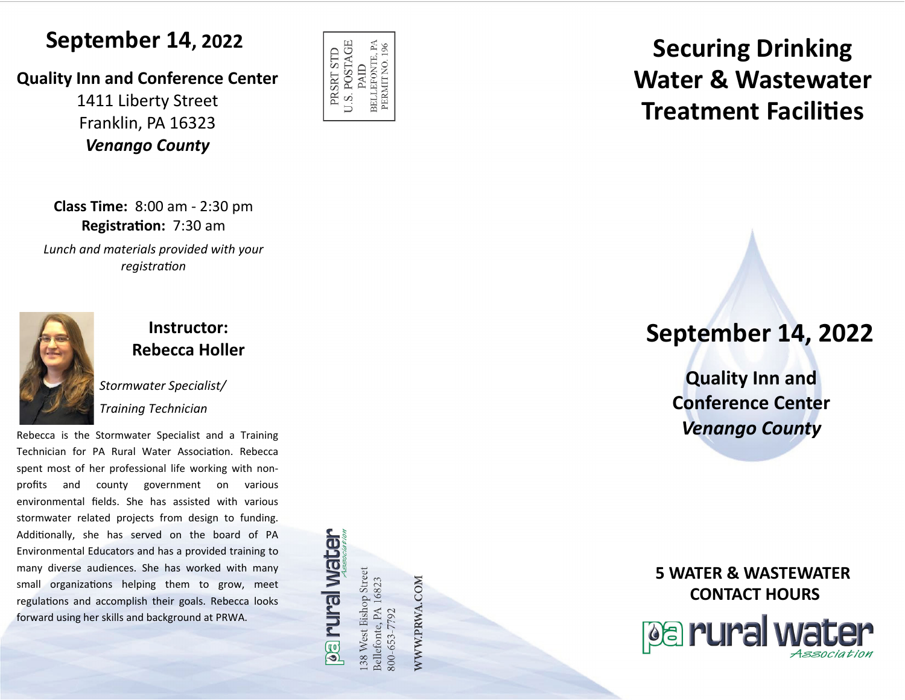## September 14, 2022

**Quality Inn and Conference Center**
1411 Liberty Street
Franklin, PA 16323
***Venango County***

**Class Time:** 8:00 am - 2:30 pm
**Registration:** 7:30 am

*Lunch and materials provided with your registration*

### Instructor: Rebecca Holler

*Stormwater Specialist/*

*Training Technician*

Rebecca is the Stormwater Specialist and a Training Technician for PA Rural Water Association. Rebecca spent most of her professional life working with non-profits and county government on various environmental fields. She has assisted with various stormwater related projects from design to funding. Additionally, she has served on the board of PA Environmental Educators and has a provided training to many diverse audiences. She has worked with many small organizations helping them to grow, meet regulations and accomplish their goals. Rebecca looks forward using her skills and background at PRWA.

PRSRT STD
U.S. POSTAGE
PAID
BELLEFONTE, PA
PERMIT NO. 196

pa rural water Association
138 West Bishop Street
Bellefonte, PA 16823
800-653-7792

WWW.PRWA.COM

# Securing Drinking Water & Wastewater Treatment Facilities

## September 14, 2022

**Quality Inn and Conference Center**
***Venango County***

**5 WATER & WASTEWATER CONTACT HOURS**

pa rural water Association